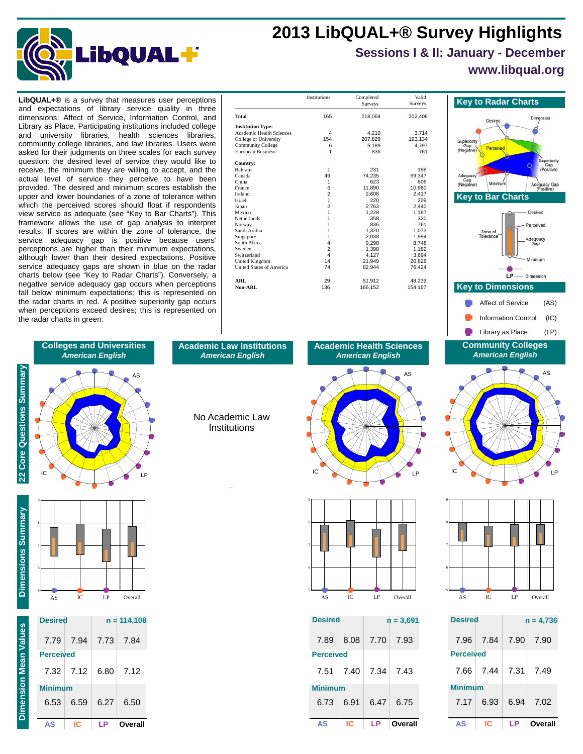# 2013 LibQUAL+® Survey Highlights

## Sessions I & II: January - December

**www.libqual.org**

**LibQUAL+®** is a survey that measures user perceptions and expectations of library service quality in three dimensions: Affect of Service, Information Control, and Library as Place. Participating institutions included college and university libraries, health sciences libraries, community college libraries, and law libraries. Users were asked for their judgments on three scales for each survey question: the desired level of service they would like to receive, the minimum they are willing to accept, and the actual level of service they perceive to have been provided. The desired and minimum scores establish the upper and lower boundaries of a zone of tolerance within which the perceived scores should float if respondents view service as adequate (see "Key to Bar Charts"). This framework allows the use of gap analysis to interpret results. If scores are within the zone of tolerance, the service adequacy gap is positive because users' perceptions are higher than their minimum expectations, although lower than their desired expectations. Positive service adequacy gaps are shown in blue on the radar charts below (see "Key to Radar Charts"). Conversely, a negative service adequacy gap occurs when perceptions fall below minimum expectations; this is represented on the radar charts in red. A positive superiority gap occurs when perceptions exceed desires; this is represented on the radar charts in green.

| | Institutions | Completed Surveys | Valid Surveys |
|---|---|---|---|
| **Total** | 165 | 218,064 | 202,406 |
| **Institution Type:** | | | |
| Academic Health Sciences | 4 | 4,210 | 3,714 |
| College or University | 154 | 207,829 | 193,134 |
| Community College | 6 | 5,189 | 4,797 |
| European Business | 1 | 836 | 761 |
| **Country:** | | | |
| Bahrain | 1 | 231 | 198 |
| Canada | 49 | 74,235 | 69,347 |
| China | 1 | 623 | 606 |
| France | 6 | 11,890 | 10,980 |
| Ireland | 2 | 2,606 | 2,417 |
| Israel | 1 | 220 | 209 |
| Japan | 2 | 2,763 | 2,440 |
| Mexico | 1 | 1,228 | 1,187 |
| Netherlands | 1 | 358 | 320 |
| Norway | 1 | 836 | 761 |
| Saudi Arabia | 1 | 1,320 | 1,073 |
| Singapore | 1 | 2,038 | 1,994 |
| South Africa | 4 | 9,298 | 8,748 |
| Sweden | 2 | 1,398 | 1,182 |
| Switzerland | 4 | 4,127 | 3,694 |
| United Kingdom | 14 | 21,949 | 20,826 |
| United States of America | 74 | 82,944 | 76,424 |
| **ARL** | 29 | 51,912 | 48,239 |
| **Non-ARL** | 136 | 166,152 | 154,167 |

### Key to Radar Charts

Desired, Dimension, Superiority Gap (Negative), Perceived, Superiority Gap (Positive), Adequacy Gap (Negative), Minimum, Adequacy Gap (Positive)

### Key to Bar Charts

Desired, Perceived, Zone of Tolerance, Adequacy Gap, Minimum, LP — Dimension

### Key to Dimensions

- Affect of Service (AS)
- Information Control (IC)
- Library as Place (LP)

---

### 22 Core Questions Summary / Dimensions Summary / Dimension Mean Values

#### Colleges and Universities — *American English*

**Desired** n = 114,108

| | AS | IC | LP | Overall |
|---|---|---|---|---|
| Desired | 7.79 | 7.94 | 7.73 | 7.84 |
| Perceived | 7.32 | 7.12 | 6.80 | 7.12 |
| Minimum | 6.53 | 6.59 | 6.27 | 6.50 |

#### Academic Law Institutions — *American English*

No Academic Law Institutions

#### Academic Health Sciences — *American English*

**Desired** n = 3,691

| | AS | IC | LP | Overall |
|---|---|---|---|---|
| Desired | 7.89 | 8.08 | 7.70 | 7.93 |
| Perceived | 7.51 | 7.40 | 7.34 | 7.43 |
| Minimum | 6.73 | 6.91 | 6.47 | 6.75 |

#### Community Colleges — *American English*

**Desired** n = 4,736

| | AS | IC | LP | Overall |
|---|---|---|---|---|
| Desired | 7.96 | 7.84 | 7.90 | 7.90 |
| Perceived | 7.66 | 7.44 | 7.31 | 7.49 |
| Minimum | 7.17 | 6.93 | 6.94 | 7.02 |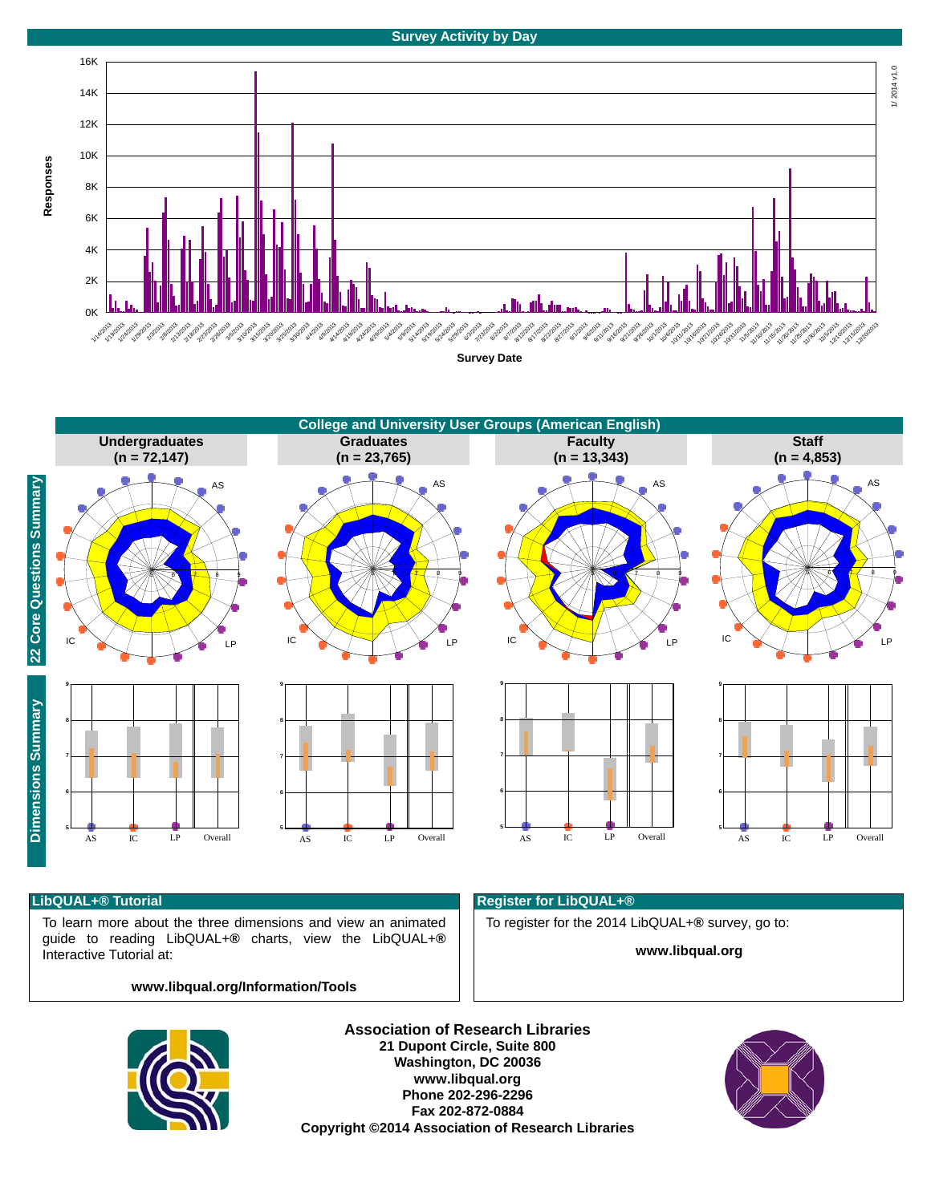## Survey Activity by Day

16K
14K
12K
10K
8K
6K
4K
2K
0K

Responses

Survey Date

1/ 2014 v1.0

## College and University User Groups (American English)

**Undergraduates (n = 72,147)**

**Graduates (n = 23,765)**

**Faculty (n = 13,343)**

**Staff (n = 4,853)**

22 Core Questions Summary

AS
IC
LP

Dimensions Summary

AS IC LP Overall

### LibQUAL+® Tutorial

To learn more about the three dimensions and view an animated guide to reading LibQUAL+® charts, view the LibQUAL+® Interactive Tutorial at:

**www.libqual.org/Information/Tools**

### Register for LibQUAL+®

To register for the 2014 LibQUAL+® survey, go to:

**www.libqual.org**

**Association of Research Libraries**
**21 Dupont Circle, Suite 800**
**Washington, DC 20036**
**www.libqual.org**
**Phone 202-296-2296**
**Fax 202-872-0884**
**Copyright ©2014 Association of Research Libraries**